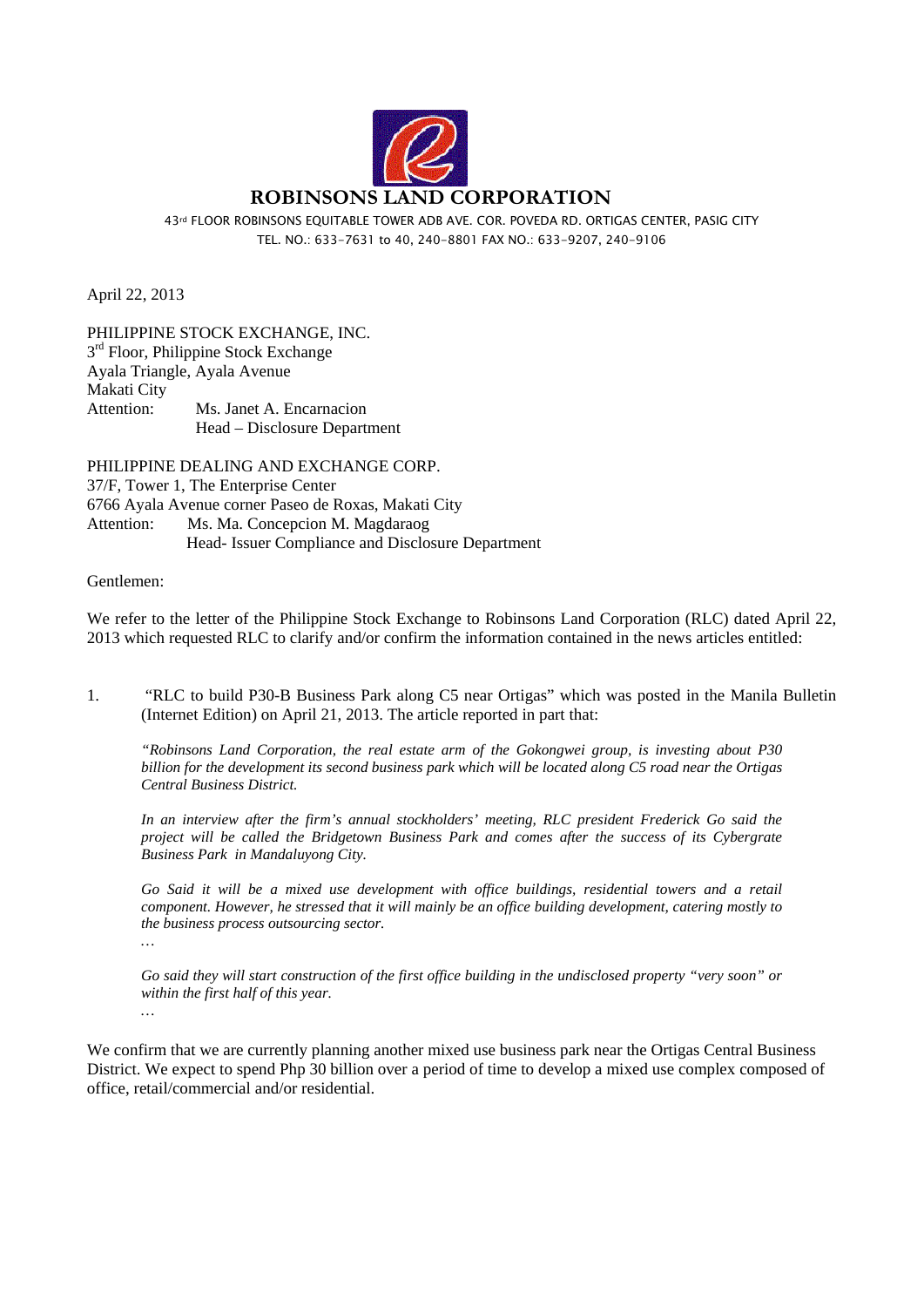# ROBINSONS LAND CORPORATION

43rd FLOOR ROBINSONS EQUITABLE TOWER ADB AVE. COR. POVEDA RD. ORTIGAS CENTER, PASIG CITY
TEL. NO.: 633-7631 to 40, 240-8801 FAX NO.: 633-9207, 240-9106

April 22, 2013

PHILIPPINE STOCK EXCHANGE, INC.
3rd Floor, Philippine Stock Exchange
Ayala Triangle, Ayala Avenue
Makati City
Attention: Ms. Janet A. Encarnacion
Head – Disclosure Department

PHILIPPINE DEALING AND EXCHANGE CORP.
37/F, Tower 1, The Enterprise Center
6766 Ayala Avenue corner Paseo de Roxas, Makati City
Attention: Ms. Ma. Concepcion M. Magdaraog
Head- Issuer Compliance and Disclosure Department

Gentlemen:

We refer to the letter of the Philippine Stock Exchange to Robinsons Land Corporation (RLC) dated April 22, 2013 which requested RLC to clarify and/or confirm the information contained in the news articles entitled:

1. "RLC to build P30-B Business Park along C5 near Ortigas" which was posted in the Manila Bulletin (Internet Edition) on April 21, 2013. The article reported in part that:

   *"Robinsons Land Corporation, the real estate arm of the Gokongwei group, is investing about P30 billion for the development its second business park which will be located along C5 road near the Ortigas Central Business District.*

   *In an interview after the firm's annual stockholders' meeting, RLC president Frederick Go said the project will be called the Bridgetown Business Park and comes after the success of its Cybergrate Business Park in Mandaluyong City.*

   *Go Said it will be a mixed use development with office buildings, residential towers and a retail component. However, he stressed that it will mainly be an office building development, catering mostly to the business process outsourcing sector.*

   *…*

   *Go said they will start construction of the first office building in the undisclosed property "very soon" or within the first half of this year.*

   *…*

We confirm that we are currently planning another mixed use business park near the Ortigas Central Business District. We expect to spend Php 30 billion over a period of time to develop a mixed use complex composed of office, retail/commercial and/or residential.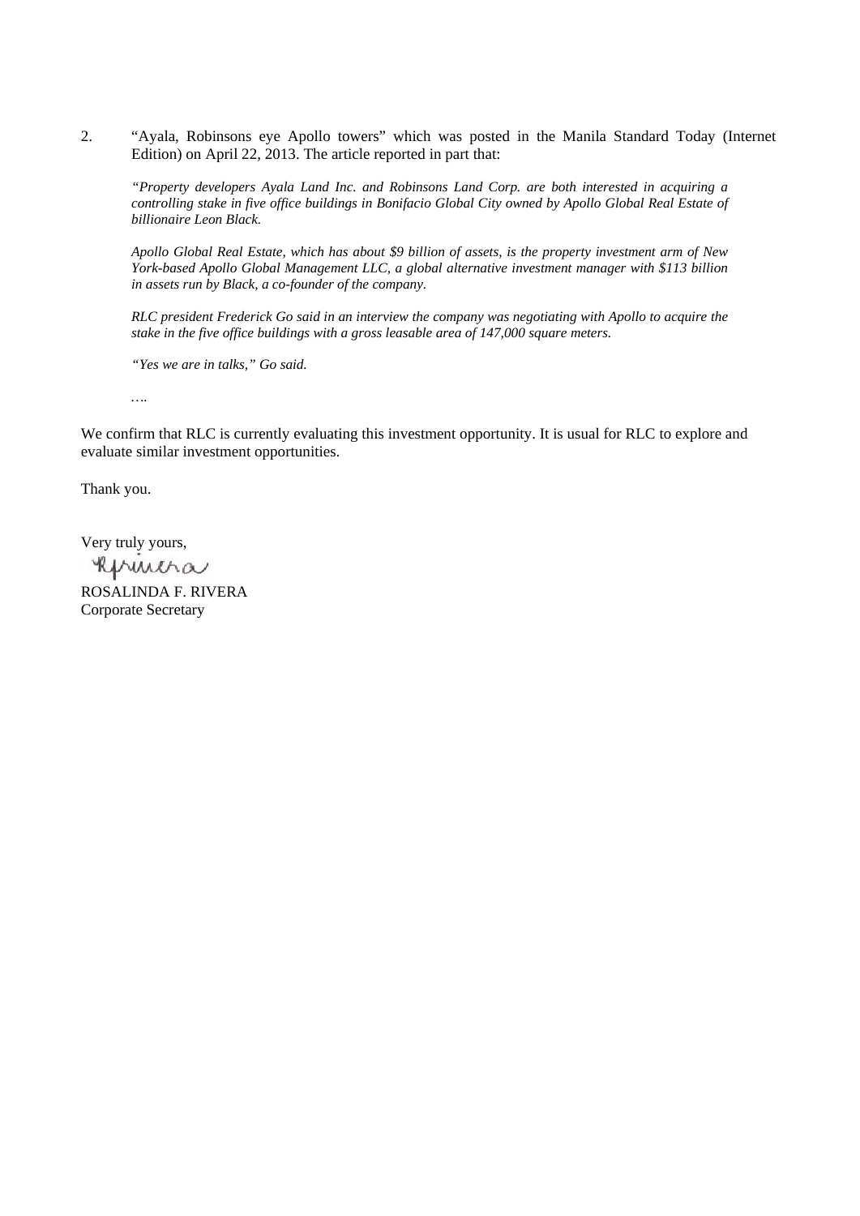2. "Ayala, Robinsons eye Apollo towers" which was posted in the Manila Standard Today (Internet Edition) on April 22, 2013. The article reported in part that:

   *"Property developers Ayala Land Inc. and Robinsons Land Corp. are both interested in acquiring a controlling stake in five office buildings in Bonifacio Global City owned by Apollo Global Real Estate of billionaire Leon Black.*

   *Apollo Global Real Estate, which has about $9 billion of assets, is the property investment arm of New York-based Apollo Global Management LLC, a global alternative investment manager with $113 billion in assets run by Black, a co-founder of the company.*

   *RLC president Frederick Go said in an interview the company was negotiating with Apollo to acquire the stake in the five office buildings with a gross leasable area of 147,000 square meters.*

   *"Yes we are in talks," Go said.*

   *….*

We confirm that RLC is currently evaluating this investment opportunity. It is usual for RLC to explore and evaluate similar investment opportunities.

Thank you.

Very truly yours,

ROSALINDA F. RIVERA
Corporate Secretary